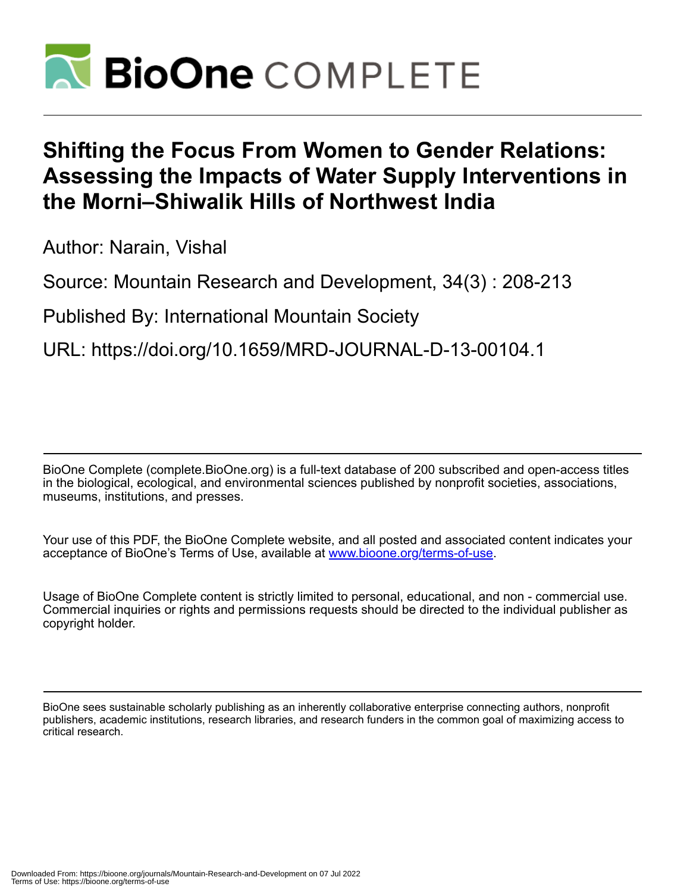# Shifting the Focus From Women to Gender Relations: Assessing the Impacts of Water Supply Interventions in the Morni–Shiwalik Hills of Northwest India

Author: Narain, Vishal

Source: Mountain Research and Development, 34(3) : 208-213

Published By: International Mountain Society

URL: https://doi.org/10.1659/MRD-JOURNAL-D-13-00104.1

BioOne Complete (complete.BioOne.org) is a full-text database of 200 subscribed and open-access titles in the biological, ecological, and environmental sciences published by nonprofit societies, associations, museums, institutions, and presses.

Your use of this PDF, the BioOne Complete website, and all posted and associated content indicates your acceptance of BioOne's Terms of Use, available at www.bioone.org/terms-of-use.

Usage of BioOne Complete content is strictly limited to personal, educational, and non - commercial use. Commercial inquiries or rights and permissions requests should be directed to the individual publisher as copyright holder.

BioOne sees sustainable scholarly publishing as an inherently collaborative enterprise connecting authors, nonprofit publishers, academic institutions, research libraries, and research funders in the common goal of maximizing access to critical research.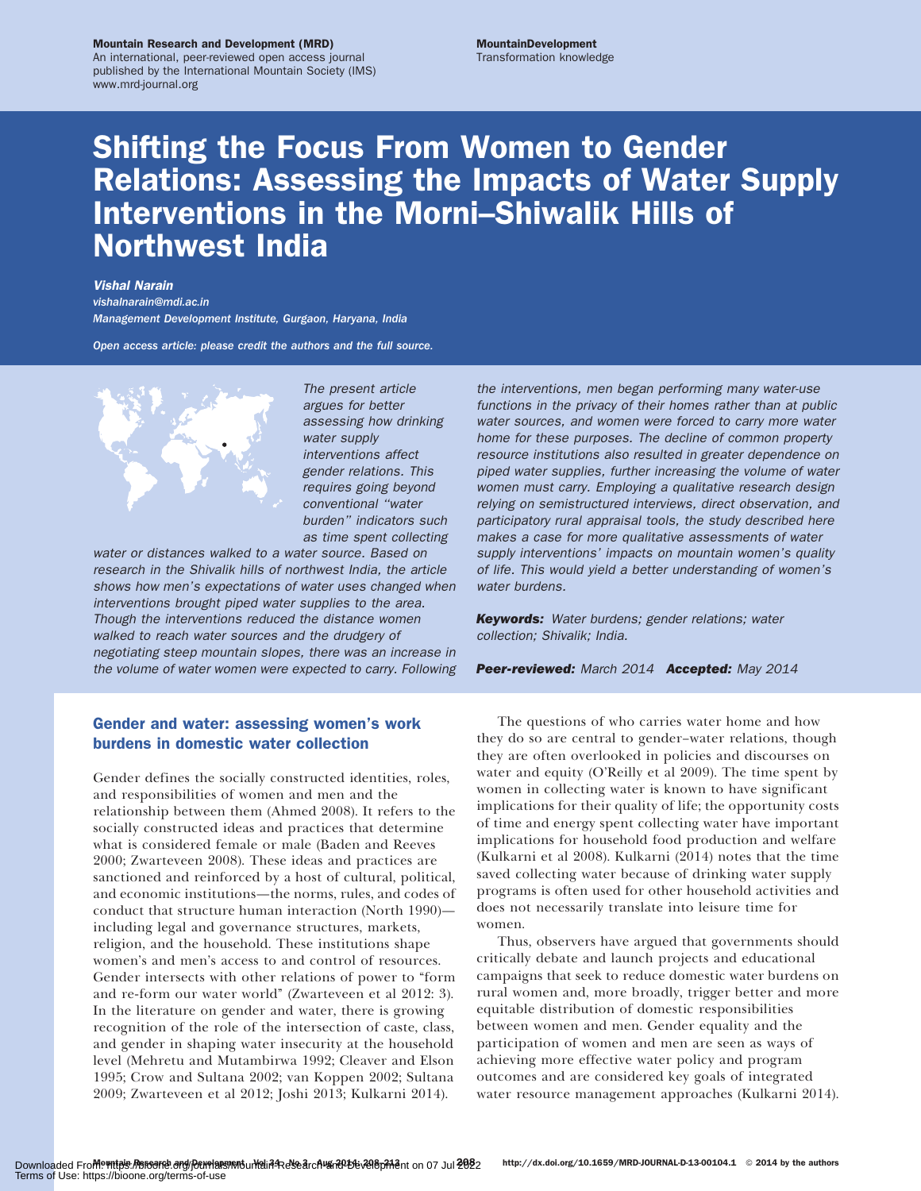# Shifting the Focus From Women to Gender Relations: Assessing the Impacts of Water Supply Interventions in the Morni–Shiwalik Hills of Northwest India

***Vishal Narain***

*vishalnarain@mdi.ac.in*

*Management Development Institute, Gurgaon, Haryana, India*

*Open access article: please credit the authors and the full source.*

*The present article argues for better assessing how drinking water supply interventions affect gender relations. This requires going beyond conventional "water burden" indicators such as time spent collecting water or distances walked to a water source. Based on research in the Shivalik hills of northwest India, the article shows how men's expectations of water uses changed when interventions brought piped water supplies to the area. Though the interventions reduced the distance women walked to reach water sources and the drudgery of negotiating steep mountain slopes, there was an increase in the volume of water women were expected to carry. Following the interventions, men began performing many water-use functions in the privacy of their homes rather than at public water sources, and women were forced to carry more water home for these purposes. The decline of common property resource institutions also resulted in greater dependence on piped water supplies, further increasing the volume of water women must carry. Employing a qualitative research design relying on semistructured interviews, direct observation, and participatory rural appraisal tools, the study described here makes a case for more qualitative assessments of water supply interventions' impacts on mountain women's quality of life. This would yield a better understanding of women's water burdens.*

***Keywords:*** *Water burdens; gender relations; water collection; Shivalik; India.*

***Peer-reviewed:*** *March 2014* ***Accepted:*** *May 2014*

## Gender and water: assessing women's work burdens in domestic water collection

Gender defines the socially constructed identities, roles, and responsibilities of women and men and the relationship between them (Ahmed 2008). It refers to the socially constructed ideas and practices that determine what is considered female or male (Baden and Reeves 2000; Zwarteveen 2008). These ideas and practices are sanctioned and reinforced by a host of cultural, political, and economic institutions—the norms, rules, and codes of conduct that structure human interaction (North 1990)—including legal and governance structures, markets, religion, and the household. These institutions shape women's and men's access to and control of resources. Gender intersects with other relations of power to "form and re-form our water world" (Zwarteveen et al 2012: 3). In the literature on gender and water, there is growing recognition of the role of the intersection of caste, class, and gender in shaping water insecurity at the household level (Mehretu and Mutambirwa 1992; Cleaver and Elson 1995; Crow and Sultana 2002; van Koppen 2002; Sultana 2009; Zwarteveen et al 2012; Joshi 2013; Kulkarni 2014).

The questions of who carries water home and how they do so are central to gender–water relations, though they are often overlooked in policies and discourses on water and equity (O'Reilly et al 2009). The time spent by women in collecting water is known to have significant implications for their quality of life; the opportunity costs of time and energy spent collecting water have important implications for household food production and welfare (Kulkarni et al 2008). Kulkarni (2014) notes that the time saved collecting water because of drinking water supply programs is often used for other household activities and does not necessarily translate into leisure time for women.

Thus, observers have argued that governments should critically debate and launch projects and educational campaigns that seek to reduce domestic water burdens on rural women and, more broadly, trigger better and more equitable distribution of domestic responsibilities between women and men. Gender equality and the participation of women and men are seen as ways of achieving more effective water policy and program outcomes and are considered key goals of integrated water resource management approaches (Kulkarni 2014).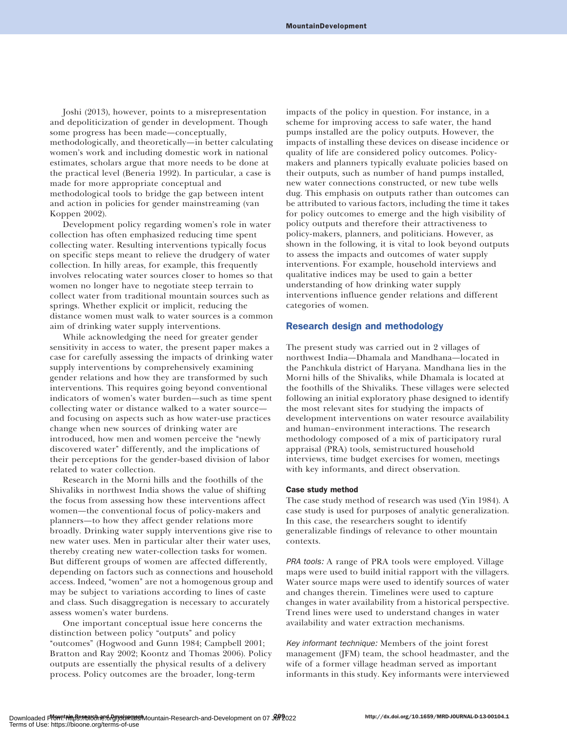Joshi (2013), however, points to a misrepresentation and depoliticization of gender in development. Though some progress has been made—conceptually, methodologically, and theoretically—in better calculating women's work and including domestic work in national estimates, scholars argue that more needs to be done at the practical level (Beneria 1992). In particular, a case is made for more appropriate conceptual and methodological tools to bridge the gap between intent and action in policies for gender mainstreaming (van Koppen 2002).

Development policy regarding women's role in water collection has often emphasized reducing time spent collecting water. Resulting interventions typically focus on specific steps meant to relieve the drudgery of water collection. In hilly areas, for example, this frequently involves relocating water sources closer to homes so that women no longer have to negotiate steep terrain to collect water from traditional mountain sources such as springs. Whether explicit or implicit, reducing the distance women must walk to water sources is a common aim of drinking water supply interventions.

While acknowledging the need for greater gender sensitivity in access to water, the present paper makes a case for carefully assessing the impacts of drinking water supply interventions by comprehensively examining gender relations and how they are transformed by such interventions. This requires going beyond conventional indicators of women's water burden—such as time spent collecting water or distance walked to a water source—and focusing on aspects such as how water-use practices change when new sources of drinking water are introduced, how men and women perceive the "newly discovered water" differently, and the implications of their perceptions for the gender-based division of labor related to water collection.

Research in the Morni hills and the foothills of the Shivaliks in northwest India shows the value of shifting the focus from assessing how these interventions affect women—the conventional focus of policy-makers and planners—to how they affect gender relations more broadly. Drinking water supply interventions give rise to new water uses. Men in particular alter their water uses, thereby creating new water-collection tasks for women. But different groups of women are affected differently, depending on factors such as connections and household access. Indeed, "women" are not a homogenous group and may be subject to variations according to lines of caste and class. Such disaggregation is necessary to accurately assess women's water burdens.

One important conceptual issue here concerns the distinction between policy "outputs" and policy "outcomes" (Hogwood and Gunn 1984; Campbell 2001; Bratton and Ray 2002; Koontz and Thomas 2006). Policy outputs are essentially the physical results of a delivery process. Policy outcomes are the broader, long-term impacts of the policy in question. For instance, in a scheme for improving access to safe water, the hand pumps installed are the policy outputs. However, the impacts of installing these devices on disease incidence or quality of life are considered policy outcomes. Policy-makers and planners typically evaluate policies based on their outputs, such as number of hand pumps installed, new water connections constructed, or new tube wells dug. This emphasis on outputs rather than outcomes can be attributed to various factors, including the time it takes for policy outcomes to emerge and the high visibility of policy outputs and therefore their attractiveness to policy-makers, planners, and politicians. However, as shown in the following, it is vital to look beyond outputs to assess the impacts and outcomes of water supply interventions. For example, household interviews and qualitative indices may be used to gain a better understanding of how drinking water supply interventions influence gender relations and different categories of women.

## Research design and methodology

The present study was carried out in 2 villages of northwest India—Dhamala and Mandhana—located in the Panchkula district of Haryana. Mandhana lies in the Morni hills of the Shivaliks, while Dhamala is located at the foothills of the Shivaliks. These villages were selected following an initial exploratory phase designed to identify the most relevant sites for studying the impacts of development interventions on water resource availability and human–environment interactions. The research methodology composed of a mix of participatory rural appraisal (PRA) tools, semistructured household interviews, time budget exercises for women, meetings with key informants, and direct observation.

### Case study method

The case study method of research was used (Yin 1984). A case study is used for purposes of analytic generalization. In this case, the researchers sought to identify generalizable findings of relevance to other mountain contexts.

*PRA tools:* A range of PRA tools were employed. Village maps were used to build initial rapport with the villagers. Water source maps were used to identify sources of water and changes therein. Timelines were used to capture changes in water availability from a historical perspective. Trend lines were used to understand changes in water availability and water extraction mechanisms.

*Key informant technique:* Members of the joint forest management (JFM) team, the school headmaster, and the wife of a former village headman served as important informants in this study. Key informants were interviewed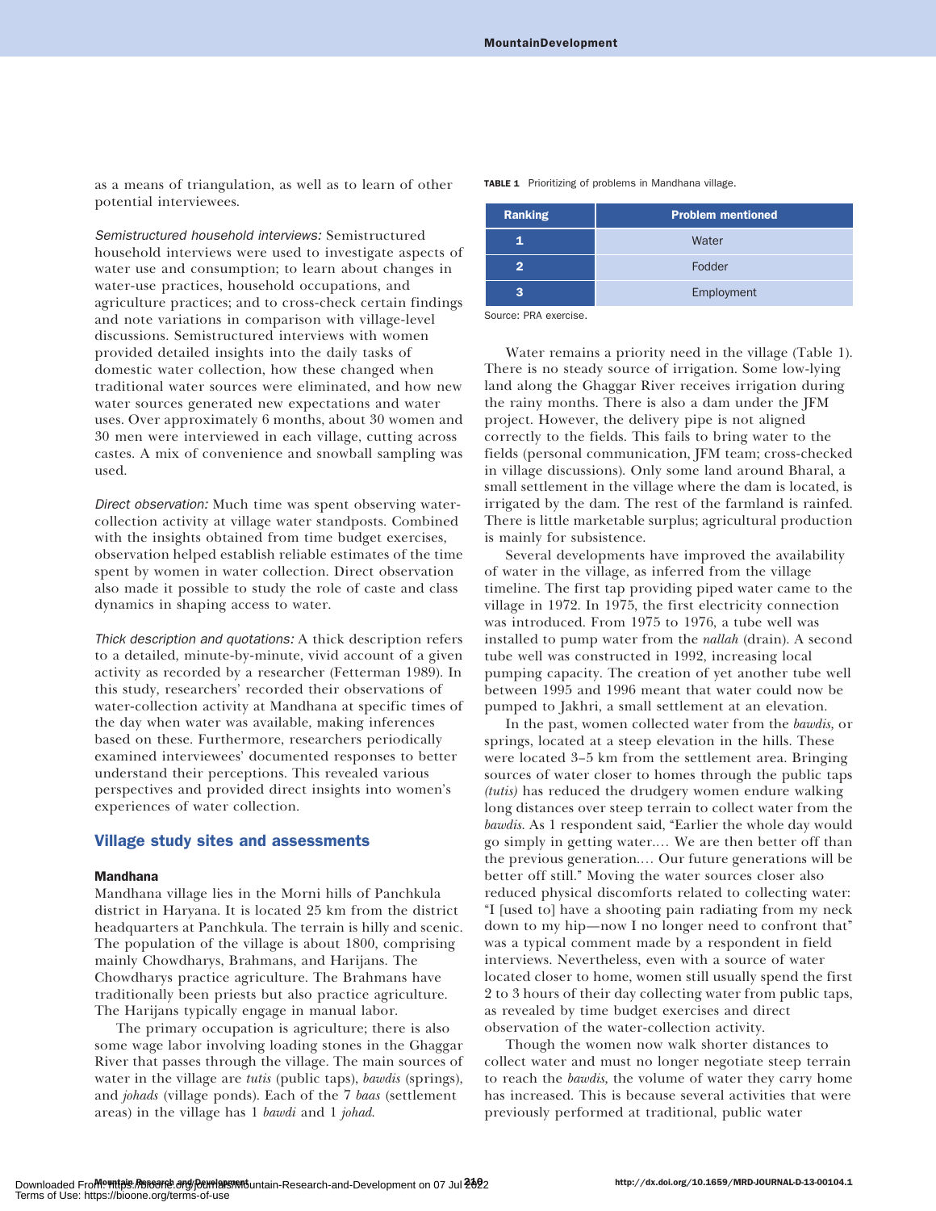as a means of triangulation, as well as to learn of other potential interviewees.

*Semistructured household interviews:* Semistructured household interviews were used to investigate aspects of water use and consumption; to learn about changes in water-use practices, household occupations, and agriculture practices; and to cross-check certain findings and note variations in comparison with village-level discussions. Semistructured interviews with women provided detailed insights into the daily tasks of domestic water collection, how these changed when traditional water sources were eliminated, and how new water sources generated new expectations and water uses. Over approximately 6 months, about 30 women and 30 men were interviewed in each village, cutting across castes. A mix of convenience and snowball sampling was used.

*Direct observation:* Much time was spent observing water-collection activity at village water standposts. Combined with the insights obtained from time budget exercises, observation helped establish reliable estimates of the time spent by women in water collection. Direct observation also made it possible to study the role of caste and class dynamics in shaping access to water.

*Thick description and quotations:* A thick description refers to a detailed, minute-by-minute, vivid account of a given activity as recorded by a researcher (Fetterman 1989). In this study, researchers' recorded their observations of water-collection activity at Mandhana at specific times of the day when water was available, making inferences based on these. Furthermore, researchers periodically examined interviewees' documented responses to better understand their perceptions. This revealed various perspectives and provided direct insights into women's experiences of water collection.

## Village study sites and assessments

### Mandhana

Mandhana village lies in the Morni hills of Panchkula district in Haryana. It is located 25 km from the district headquarters at Panchkula. The terrain is hilly and scenic. The population of the village is about 1800, comprising mainly Chowdharys, Brahmans, and Harijans. The Chowdharys practice agriculture. The Brahmans have traditionally been priests but also practice agriculture. The Harijans typically engage in manual labor.

The primary occupation is agriculture; there is also some wage labor involving loading stones in the Ghaggar River that passes through the village. The main sources of water in the village are *tutis* (public taps), *bawdis* (springs), and *johads* (village ponds). Each of the 7 *baas* (settlement areas) in the village has 1 *bawdi* and 1 *johad.*

**TABLE 1** Prioritizing of problems in Mandhana village.

| Ranking | Problem mentioned |
|---|---|
| 1 | Water |
| 2 | Fodder |
| 3 | Employment |

Source: PRA exercise.

Water remains a priority need in the village (Table 1). There is no steady source of irrigation. Some low-lying land along the Ghaggar River receives irrigation during the rainy months. There is also a dam under the JFM project. However, the delivery pipe is not aligned correctly to the fields. This fails to bring water to the fields (personal communication, JFM team; cross-checked in village discussions). Only some land around Bharal, a small settlement in the village where the dam is located, is irrigated by the dam. The rest of the farmland is rainfed. There is little marketable surplus; agricultural production is mainly for subsistence.

Several developments have improved the availability of water in the village, as inferred from the village timeline. The first tap providing piped water came to the village in 1972. In 1975, the first electricity connection was introduced. From 1975 to 1976, a tube well was installed to pump water from the *nallah* (drain). A second tube well was constructed in 1992, increasing local pumping capacity. The creation of yet another tube well between 1995 and 1996 meant that water could now be pumped to Jakhri, a small settlement at an elevation.

In the past, women collected water from the *bawdis,* or springs, located at a steep elevation in the hills. These were located 3–5 km from the settlement area. Bringing sources of water closer to homes through the public taps *(tutis)* has reduced the drudgery women endure walking long distances over steep terrain to collect water from the *bawdis.* As 1 respondent said, "Earlier the whole day would go simply in getting water.… We are then better off than the previous generation.… Our future generations will be better off still." Moving the water sources closer also reduced physical discomforts related to collecting water: "I [used to] have a shooting pain radiating from my neck down to my hip—now I no longer need to confront that" was a typical comment made by a respondent in field interviews. Nevertheless, even with a source of water located closer to home, women still usually spend the first 2 to 3 hours of their day collecting water from public taps, as revealed by time budget exercises and direct observation of the water-collection activity.

Though the women now walk shorter distances to collect water and must no longer negotiate steep terrain to reach the *bawdis,* the volume of water they carry home has increased. This is because several activities that were previously performed at traditional, public water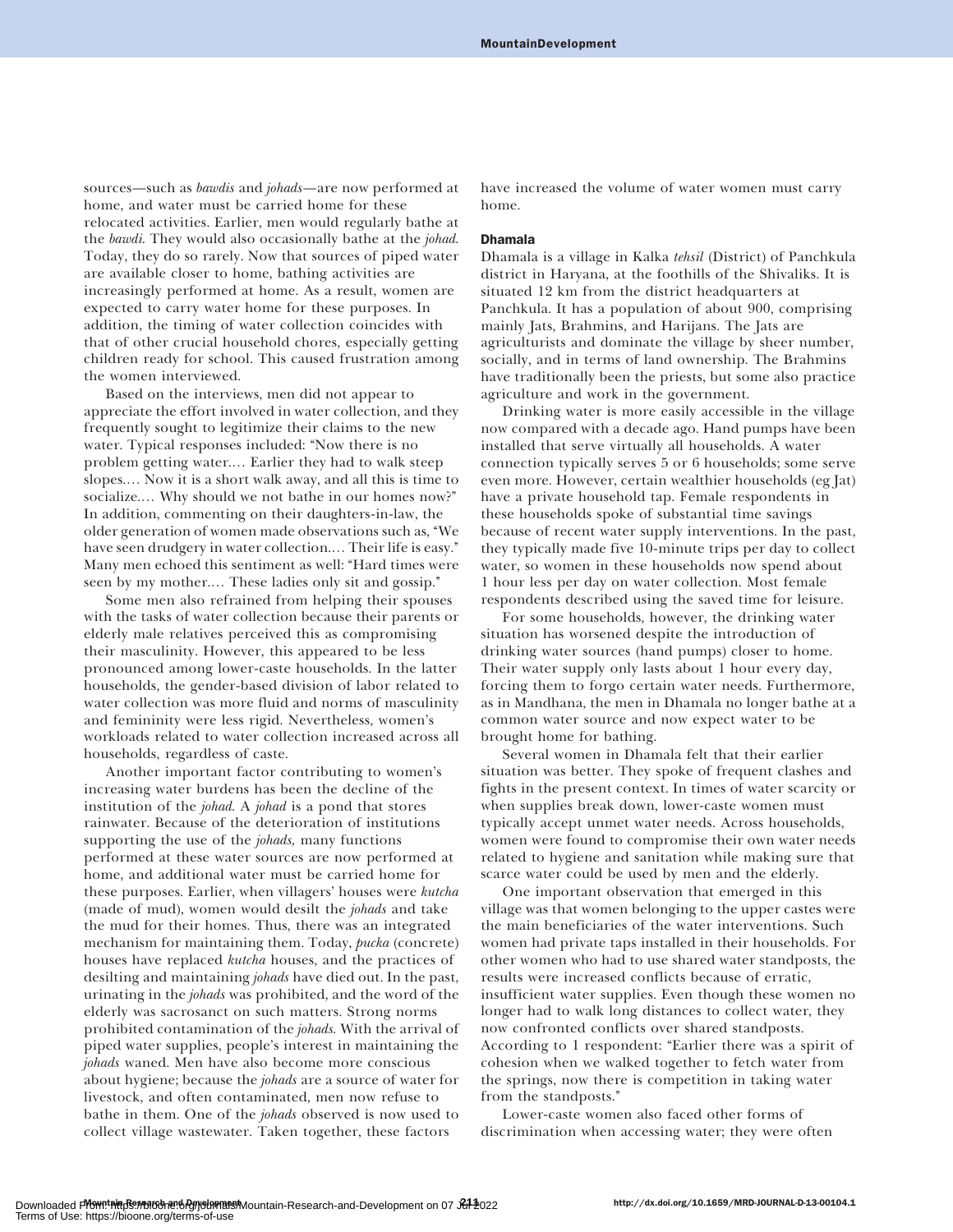sources—such as *bawdis* and *johads*—are now performed at home, and water must be carried home for these relocated activities. Earlier, men would regularly bathe at the *bawdi*. They would also occasionally bathe at the *johad*. Today, they do so rarely. Now that sources of piped water are available closer to home, bathing activities are increasingly performed at home. As a result, women are expected to carry water home for these purposes. In addition, the timing of water collection coincides with that of other crucial household chores, especially getting children ready for school. This caused frustration among the women interviewed.

Based on the interviews, men did not appear to appreciate the effort involved in water collection, and they frequently sought to legitimize their claims to the new water. Typical responses included: "Now there is no problem getting water.… Earlier they had to walk steep slopes.… Now it is a short walk away, and all this is time to socialize.… Why should we not bathe in our homes now?" In addition, commenting on their daughters-in-law, the older generation of women made observations such as, "We have seen drudgery in water collection.… Their life is easy." Many men echoed this sentiment as well: "Hard times were seen by my mother.… These ladies only sit and gossip."

Some men also refrained from helping their spouses with the tasks of water collection because their parents or elderly male relatives perceived this as compromising their masculinity. However, this appeared to be less pronounced among lower-caste households. In the latter households, the gender-based division of labor related to water collection was more fluid and norms of masculinity and femininity were less rigid. Nevertheless, women's workloads related to water collection increased across all households, regardless of caste.

Another important factor contributing to women's increasing water burdens has been the decline of the institution of the *johad*. A *johad* is a pond that stores rainwater. Because of the deterioration of institutions supporting the use of the *johads,* many functions performed at these water sources are now performed at home, and additional water must be carried home for these purposes. Earlier, when villagers' houses were *kutcha* (made of mud), women would desilt the *johads* and take the mud for their homes. Thus, there was an integrated mechanism for maintaining them. Today, *pucka* (concrete) houses have replaced *kutcha* houses, and the practices of desilting and maintaining *johads* have died out. In the past, urinating in the *johads* was prohibited, and the word of the elderly was sacrosanct on such matters. Strong norms prohibited contamination of the *johads*. With the arrival of piped water supplies, people's interest in maintaining the *johads* waned. Men have also become more conscious about hygiene; because the *johads* are a source of water for livestock, and often contaminated, men now refuse to bathe in them. One of the *johads* observed is now used to collect village wastewater. Taken together, these factors have increased the volume of water women must carry home.

### Dhamala

Dhamala is a village in Kalka *tehsil* (District) of Panchkula district in Haryana, at the foothills of the Shivaliks. It is situated 12 km from the district headquarters at Panchkula. It has a population of about 900, comprising mainly Jats, Brahmins, and Harijans. The Jats are agriculturists and dominate the village by sheer number, socially, and in terms of land ownership. The Brahmins have traditionally been the priests, but some also practice agriculture and work in the government.

Drinking water is more easily accessible in the village now compared with a decade ago. Hand pumps have been installed that serve virtually all households. A water connection typically serves 5 or 6 households; some serve even more. However, certain wealthier households (eg Jat) have a private household tap. Female respondents in these households spoke of substantial time savings because of recent water supply interventions. In the past, they typically made five 10-minute trips per day to collect water, so women in these households now spend about 1 hour less per day on water collection. Most female respondents described using the saved time for leisure.

For some households, however, the drinking water situation has worsened despite the introduction of drinking water sources (hand pumps) closer to home. Their water supply only lasts about 1 hour every day, forcing them to forgo certain water needs. Furthermore, as in Mandhana, the men in Dhamala no longer bathe at a common water source and now expect water to be brought home for bathing.

Several women in Dhamala felt that their earlier situation was better. They spoke of frequent clashes and fights in the present context. In times of water scarcity or when supplies break down, lower-caste women must typically accept unmet water needs. Across households, women were found to compromise their own water needs related to hygiene and sanitation while making sure that scarce water could be used by men and the elderly.

One important observation that emerged in this village was that women belonging to the upper castes were the main beneficiaries of the water interventions. Such women had private taps installed in their households. For other women who had to use shared water standposts, the results were increased conflicts because of erratic, insufficient water supplies. Even though these women no longer had to walk long distances to collect water, they now confronted conflicts over shared standposts. According to 1 respondent: "Earlier there was a spirit of cohesion when we walked together to fetch water from the springs, now there is competition in taking water from the standposts."

Lower-caste women also faced other forms of discrimination when accessing water; they were often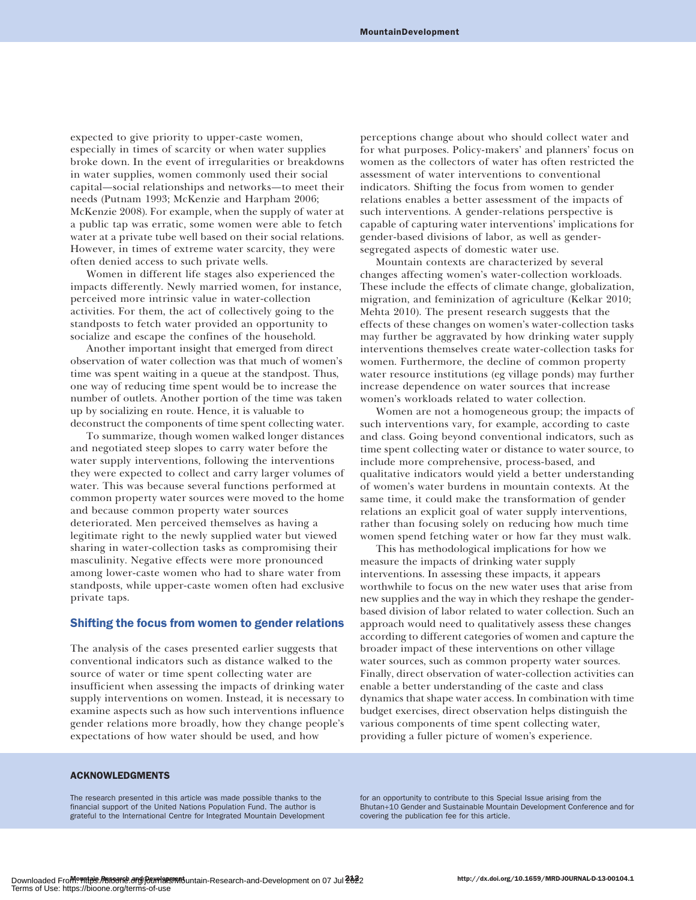expected to give priority to upper-caste women, especially in times of scarcity or when water supplies broke down. In the event of irregularities or breakdowns in water supplies, women commonly used their social capital—social relationships and networks—to meet their needs (Putnam 1993; McKenzie and Harpham 2006; McKenzie 2008). For example, when the supply of water at a public tap was erratic, some women were able to fetch water at a private tube well based on their social relations. However, in times of extreme water scarcity, they were often denied access to such private wells.

Women in different life stages also experienced the impacts differently. Newly married women, for instance, perceived more intrinsic value in water-collection activities. For them, the act of collectively going to the standposts to fetch water provided an opportunity to socialize and escape the confines of the household.

Another important insight that emerged from direct observation of water collection was that much of women's time was spent waiting in a queue at the standpost. Thus, one way of reducing time spent would be to increase the number of outlets. Another portion of the time was taken up by socializing en route. Hence, it is valuable to deconstruct the components of time spent collecting water.

To summarize, though women walked longer distances and negotiated steep slopes to carry water before the water supply interventions, following the interventions they were expected to collect and carry larger volumes of water. This was because several functions performed at common property water sources were moved to the home and because common property water sources deteriorated. Men perceived themselves as having a legitimate right to the newly supplied water but viewed sharing in water-collection tasks as compromising their masculinity. Negative effects were more pronounced among lower-caste women who had to share water from standposts, while upper-caste women often had exclusive private taps.

## Shifting the focus from women to gender relations

The analysis of the cases presented earlier suggests that conventional indicators such as distance walked to the source of water or time spent collecting water are insufficient when assessing the impacts of drinking water supply interventions on women. Instead, it is necessary to examine aspects such as how such interventions influence gender relations more broadly, how they change people's expectations of how water should be used, and how perceptions change about who should collect water and for what purposes. Policy-makers' and planners' focus on women as the collectors of water has often restricted the assessment of water interventions to conventional indicators. Shifting the focus from women to gender relations enables a better assessment of the impacts of such interventions. A gender-relations perspective is capable of capturing water interventions' implications for gender-based divisions of labor, as well as gender-segregated aspects of domestic water use.

Mountain contexts are characterized by several changes affecting women's water-collection workloads. These include the effects of climate change, globalization, migration, and feminization of agriculture (Kelkar 2010; Mehta 2010). The present research suggests that the effects of these changes on women's water-collection tasks may further be aggravated by how drinking water supply interventions themselves create water-collection tasks for women. Furthermore, the decline of common property water resource institutions (eg village ponds) may further increase dependence on water sources that increase women's workloads related to water collection.

Women are not a homogeneous group; the impacts of such interventions vary, for example, according to caste and class. Going beyond conventional indicators, such as time spent collecting water or distance to water source, to include more comprehensive, process-based, and qualitative indicators would yield a better understanding of women's water burdens in mountain contexts. At the same time, it could make the transformation of gender relations an explicit goal of water supply interventions, rather than focusing solely on reducing how much time women spend fetching water or how far they must walk.

This has methodological implications for how we measure the impacts of drinking water supply interventions. In assessing these impacts, it appears worthwhile to focus on the new water uses that arise from new supplies and the way in which they reshape the gender-based division of labor related to water collection. Such an approach would need to qualitatively assess these changes according to different categories of women and capture the broader impact of these interventions on other village water sources, such as common property water sources. Finally, direct observation of water-collection activities can enable a better understanding of the caste and class dynamics that shape water access. In combination with time budget exercises, direct observation helps distinguish the various components of time spent collecting water, providing a fuller picture of women's experience.

### ACKNOWLEDGMENTS

The research presented in this article was made possible thanks to the financial support of the United Nations Population Fund. The author is grateful to the International Centre for Integrated Mountain Development for an opportunity to contribute to this Special Issue arising from the Bhutan+10 Gender and Sustainable Mountain Development Conference and for covering the publication fee for this article.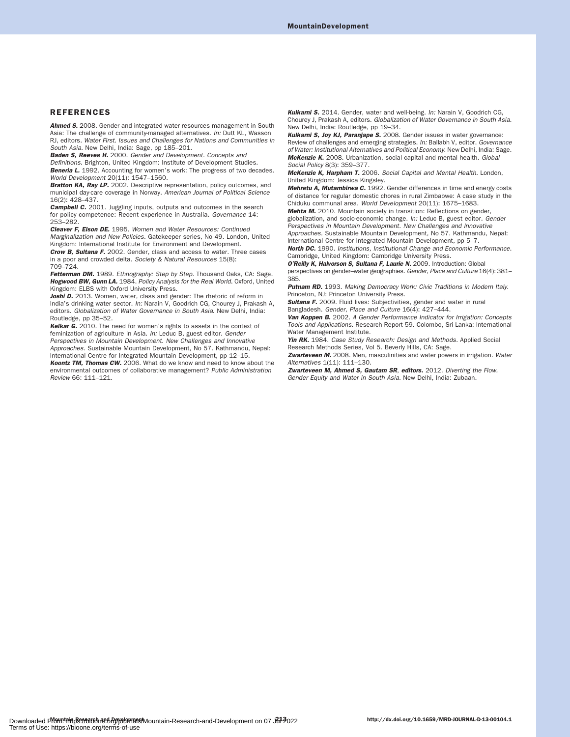## REFERENCES

***Ahmed S.*** 2008. Gender and integrated water resources management in South Asia: The challenge of community-managed alternatives. *In:* Dutt KL, Wasson RJ, editors. *Water First. Issues and Challenges for Nations and Communities in South Asia.* New Delhi, India: Sage, pp 185–201.

***Baden S, Reeves H.*** 2000. *Gender and Development. Concepts and Definitions.* Brighton, United Kingdom: Institute of Development Studies.

***Beneria L.*** 1992. Accounting for women's work: The progress of two decades. *World Development* 20(11): 1547–1560.

***Bratton KA, Ray LP.*** 2002. Descriptive representation, policy outcomes, and municipal day-care coverage in Norway. *American Journal of Political Science* 16(2): 428–437.

***Campbell C.*** 2001. Juggling inputs, outputs and outcomes in the search for policy competence: Recent experience in Australia. *Governance* 14: 253–282.

***Cleaver F, Elson DE.*** 1995. *Women and Water Resources: Continued Marginalization and New Policies.* Gatekeeper series, No 49. London, United Kingdom: International Institute for Environment and Development.

***Crow B, Sultana F.*** 2002. Gender, class and access to water. Three cases in a poor and crowded delta. *Society & Natural Resources* 15(8): 709–724.

***Fetterman DM.*** 1989. *Ethnography: Step by Step.* Thousand Oaks, CA: Sage.

***Hogwood BW, Gunn LA.*** 1984. *Policy Analysis for the Real World.* Oxford, United Kingdom: ELBS with Oxford University Press.

***Joshi D.*** 2013. Women, water, class and gender: The rhetoric of reform in India's drinking water sector. *In:* Narain V, Goodrich CG, Chourey J, Prakash A, editors. *Globalization of Water Governance in South Asia.* New Delhi, India: Routledge, pp 35–52.

***Kelkar G.*** 2010. The need for women's rights to assets in the context of feminization of agriculture in Asia. *In:* Leduc B, guest editor. *Gender Perspectives in Mountain Development. New Challenges and Innovative Approaches.* Sustainable Mountain Development, No 57. Kathmandu, Nepal: International Centre for Integrated Mountain Development, pp 12–15.

***Koontz TM, Thomas CW.*** 2006. What do we know and need to know about the environmental outcomes of collaborative management? *Public Administration Review* 66: 111–121.

***Kulkarni S.*** 2014. Gender, water and well-being. *In:* Narain V, Goodrich CG, Chourey J, Prakash A, editors. *Globalization of Water Governance in South Asia.* New Delhi, India: Routledge, pp 19–34.

***Kulkarni S, Joy KJ, Paranjape S.*** 2008. Gender issues in water governance: Review of challenges and emerging strategies. *In:* Ballabh V, editor. *Governance of Water: Institutional Alternatives and Political Economy.* New Delhi, India: Sage.

***McKenzie K.*** 2008. Urbanization, social capital and mental health. *Global Social Policy* 8(3): 359–377.

***McKenzie K, Harpham T.*** 2006. *Social Capital and Mental Health.* London, United Kingdom: Jessica Kingsley.

***Mehretu A, Mutambirwa C.*** 1992. Gender differences in time and energy costs of distance for regular domestic chores in rural Zimbabwe: A case study in the Chiduku communal area. *World Development* 20(11): 1675–1683.

***Mehta M.*** 2010. Mountain society in transition: Reflections on gender, globalization, and socio-economic change. *In:* Leduc B, guest editor. *Gender Perspectives in Mountain Development. New Challenges and Innovative Approaches.* Sustainable Mountain Development, No 57. Kathmandu, Nepal: International Centre for Integrated Mountain Development, pp 5–7.

***North DC.*** 1990. *Institutions, Institutional Change and Economic Performance.* Cambridge, United Kingdom: Cambridge University Press.

***O'Reilly K, Halvorson S, Sultana F, Laurie N.*** 2009. Introduction: Global perspectives on gender–water geographies. *Gender, Place and Culture* 16(4): 381–385.

***Putnam RD.*** 1993. *Making Democracy Work: Civic Traditions in Modern Italy.* Princeton, NJ: Princeton University Press.

***Sultana F.*** 2009. Fluid lives: Subjectivities, gender and water in rural Bangladesh. *Gender, Place and Culture* 16(4): 427–444.

***Van Koppen B.*** 2002. *A Gender Performance Indicator for Irrigation: Concepts Tools and Applications.* Research Report 59. Colombo, Sri Lanka: International Water Management Institute.

***Yin RK.*** 1984. *Case Study Research: Design and Methods.* Applied Social Research Methods Series, Vol 5. Beverly Hills, CA: Sage.

***Zwarteveen M.*** 2008. Men, masculinities and water powers in irrigation. *Water Alternatives* 1(11): 111–130.

***Zwarteveen M, Ahmed S, Gautam SR, editors.*** 2012. *Diverting the Flow. Gender Equity and Water in South Asia.* New Delhi, India: Zubaan.